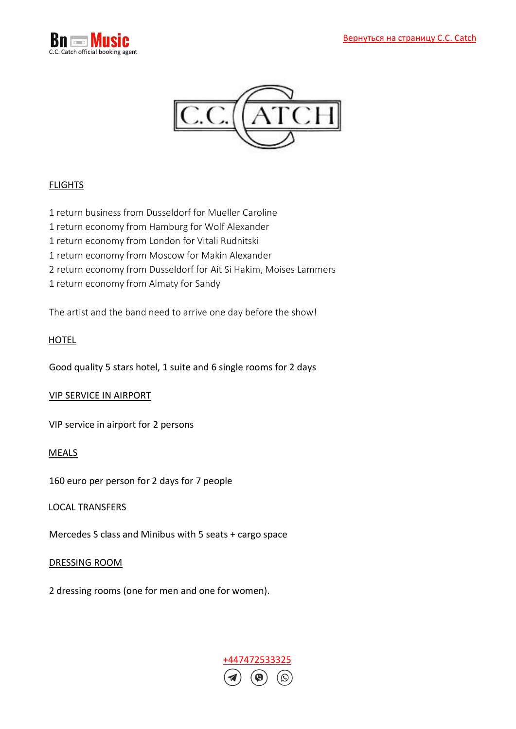Bn Music
C.C. Catch official booking agent

Вернуться на страницу C.C. Catch

C.C. CATCH

## FLIGHTS

1 return business from Dusseldorf for Mueller Caroline
1 return economy from Hamburg for Wolf Alexander
1 return economy from London for Vitali Rudnitski
1 return economy from Moscow for Makin Alexander
2 return economy from Dusseldorf for Ait Si Hakim, Moises Lammers
1 return economy from Almaty for Sandy

The artist and the band need to arrive one day before the show!

## HOTEL

Good quality 5 stars hotel, 1 suite and 6 single rooms for 2 days

## VIP SERVICE IN AIRPORT

VIP service in airport for 2 persons

## MEALS

160 euro per person for 2 days for 7 people

## LOCAL TRANSFERS

Mercedes S class and Minibus with 5 seats + cargo space

## DRESSING ROOM

2 dressing rooms (one for men and one for women).

+447472533325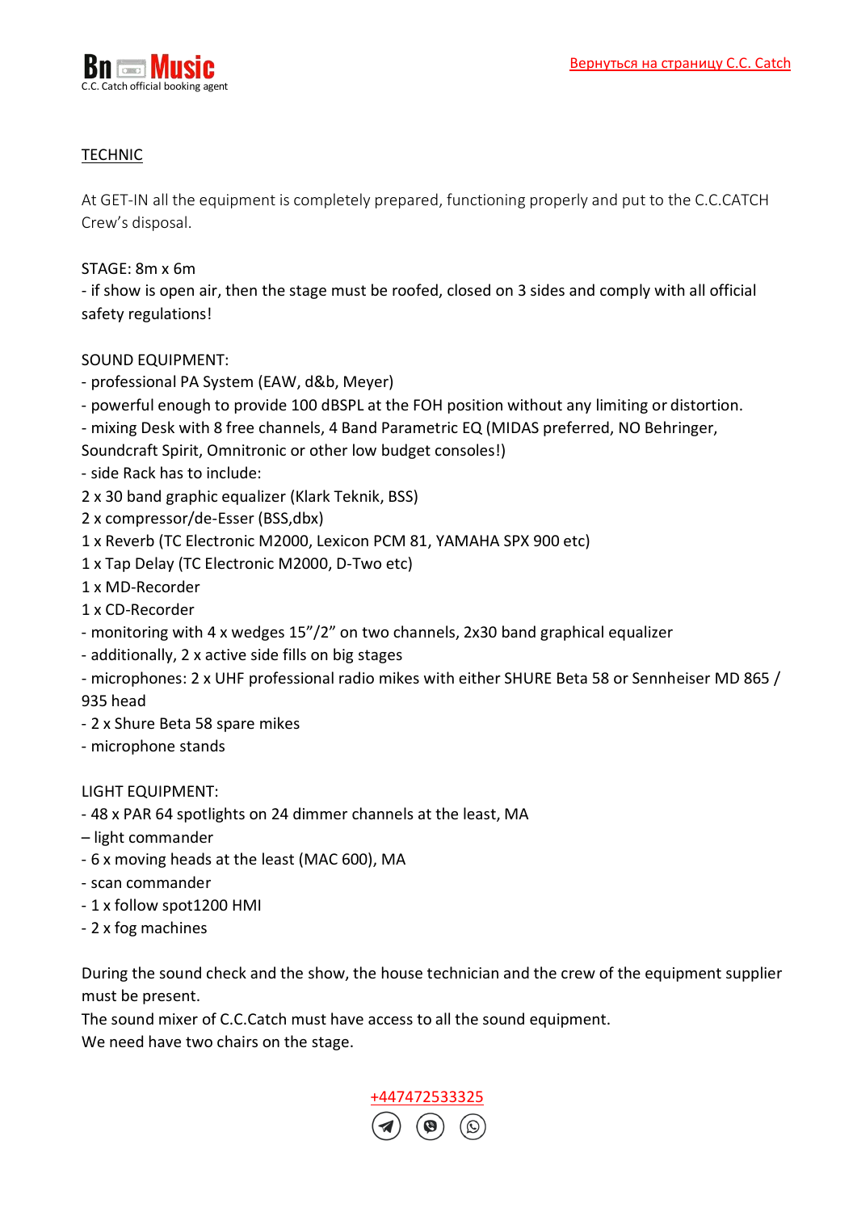Bn Music
C.C. Catch official booking agent

Вернуться на страницу C.C. Catch

TECHNIC

At GET-IN all the equipment is completely prepared, functioning properly and put to the C.C.CATCH Crew's disposal.

STAGE: 8m x 6m
- if show is open air, then the stage must be roofed, closed on 3 sides and comply with all official safety regulations!

SOUND EQUIPMENT:
- professional PA System (EAW, d&b, Meyer)
- powerful enough to provide 100 dBSPL at the FOH position without any limiting or distortion.
- mixing Desk with 8 free channels, 4 Band Parametric EQ (MIDAS preferred, NO Behringer, Soundcraft Spirit, Omnitronic or other low budget consoles!)
- side Rack has to include:
2 x 30 band graphic equalizer (Klark Teknik, BSS)
2 x compressor/de-Esser (BSS,dbx)
1 x Reverb (TC Electronic M2000, Lexicon PCM 81, YAMAHA SPX 900 etc)
1 x Tap Delay (TC Electronic M2000, D-Two etc)
1 x MD-Recorder
1 x CD-Recorder
- monitoring with 4 x wedges 15"/2" on two channels, 2x30 band graphical equalizer
- additionally, 2 x active side fills on big stages
- microphones: 2 x UHF professional radio mikes with either SHURE Beta 58 or Sennheiser MD 865 / 935 head
- 2 x Shure Beta 58 spare mikes
- microphone stands

LIGHT EQUIPMENT:
- 48 x PAR 64 spotlights on 24 dimmer channels at the least, MA
– light commander
- 6 x moving heads at the least (MAC 600), MA
- scan commander
- 1 x follow spot1200 HMI
- 2 x fog machines

During the sound check and the show, the house technician and the crew of the equipment supplier must be present.
The sound mixer of C.C.Catch must have access to all the sound equipment.
We need have two chairs on the stage.

+447472533325